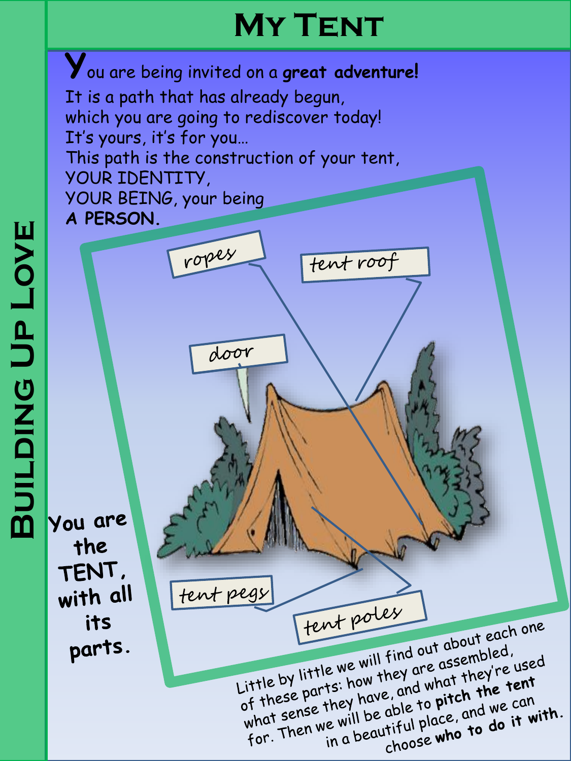# My Tent

**Building Up Love**

You are being invited on a **great adventure!**
It is a path that has already begun,
which you are going to rediscover today!
It's yours, it's for you…
This path is the construction of your tent,
YOUR IDENTITY,
YOUR BEING, your being
**A PERSON.**

ropes

tent roof

door

tent pegs

tent poles

**You are the TENT, with all its parts.**

Little by little we will find out about each one of these parts: how they are assembled, what sense they have, and what they're used for. Then we will be able to **pitch the tent** in a beautiful place, and we can choose **who to do it with**.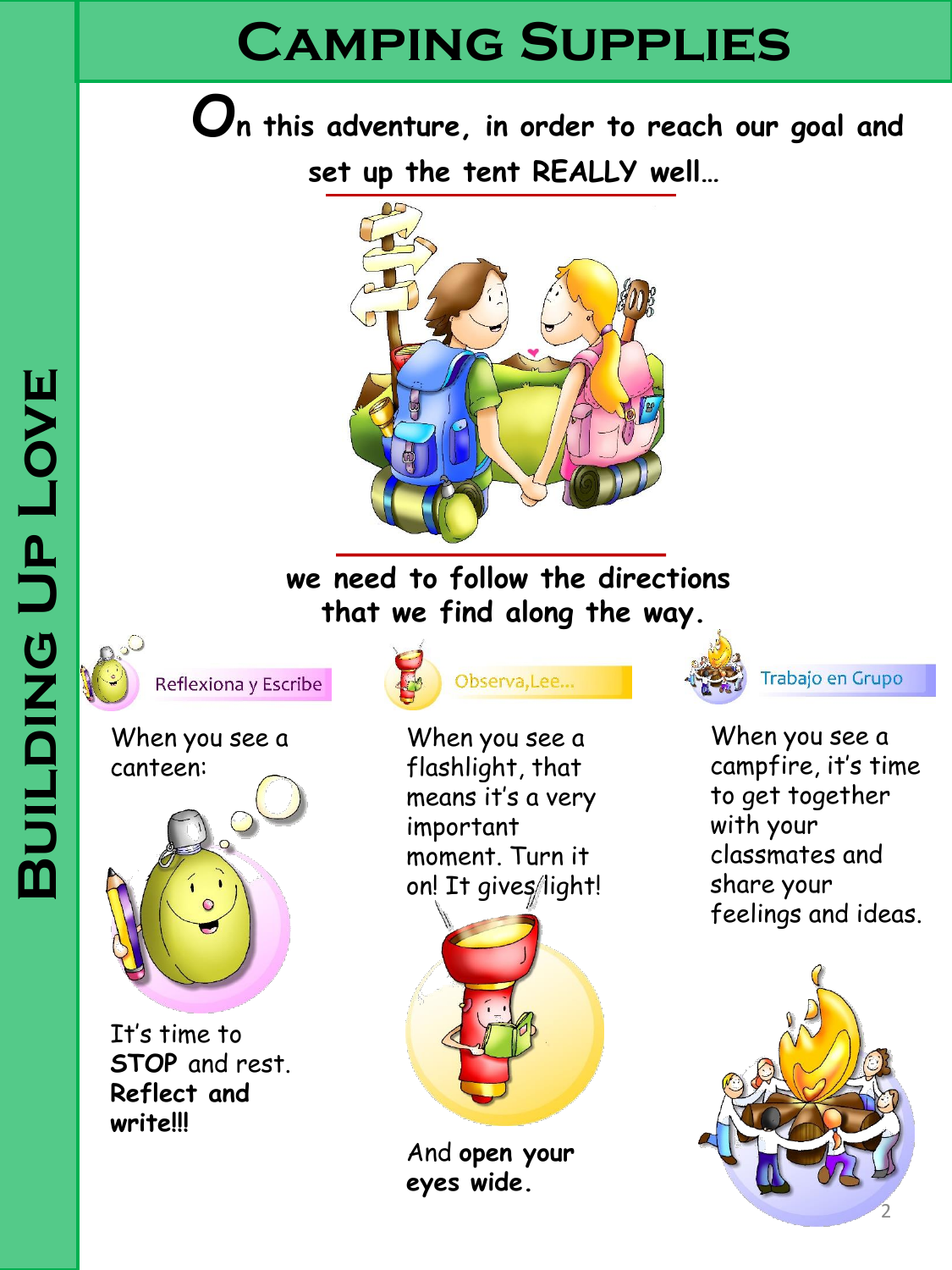# Camping Supplies

**On this adventure, in order to reach our goal and set up the tent REALLY well…**

**we need to follow the directions that we find along the way.**

Reflexiona y Escribe

When you see a canteen:

It's time to **STOP** and rest. **Reflect and write!!!**

Observa,Lee...

When you see a flashlight, that means it's a very important moment. Turn it on! It gives light!

And **open** your **eyes wide**.

Trabajo en Grupo

When you see a campfire, it's time to get together with your classmates and share your feelings and ideas.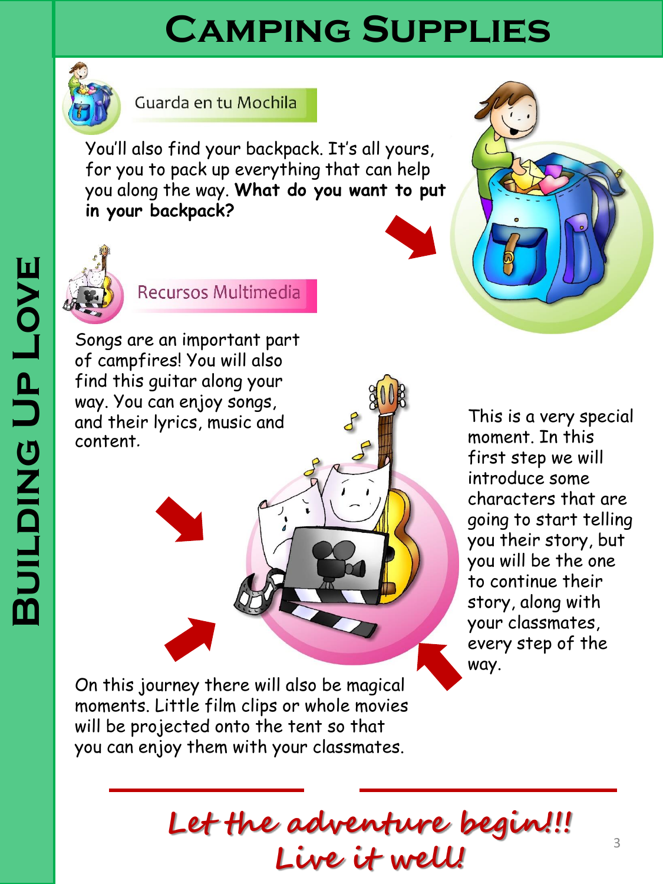# Camping Supplies

## Guarda en tu Mochila

You'll also find your backpack. It's all yours, for you to pack up everything that can help you along the way. **What do you want to put in your backpack?**

## Recursos Multimedia

Songs are an important part of campfires! You will also find this guitar along your way. You can enjoy songs, and their lyrics, music and content.

This is a very special moment. In this first step we will introduce some characters that are going to start telling you their story, but you will be the one to continue their story, along with your classmates, every step of the way.

On this journey there will also be magical moments. Little film clips or whole movies will be projected onto the tent so that you can enjoy them with your classmates.

***Let the adventure begin!!!***
***Live it well!***

Building Up Love